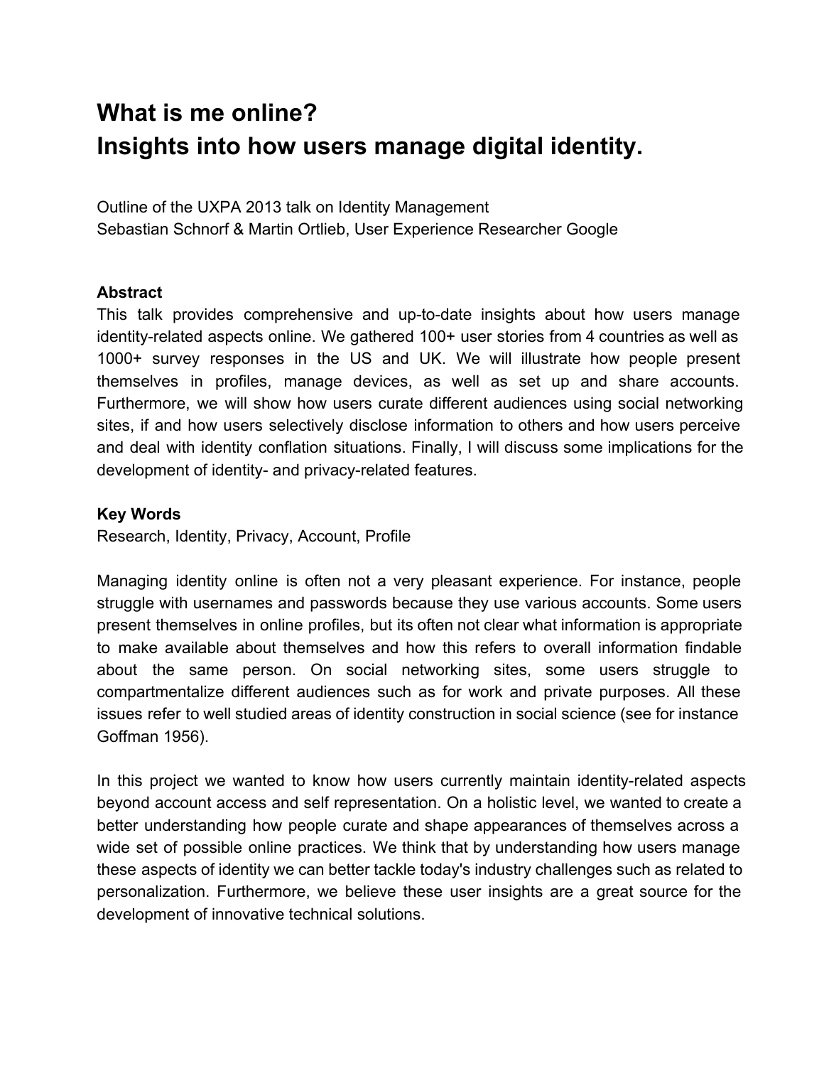# What is me online?
# Insights into how users manage digital identity.

Outline of the UXPA 2013 talk on Identity Management
Sebastian Schnorf & Martin Ortlieb, User Experience Researcher Google

**Abstract**

This talk provides comprehensive and up-to-date insights about how users manage identity-related aspects online. We gathered 100+ user stories from 4 countries as well as 1000+ survey responses in the US and UK. We will illustrate how people present themselves in profiles, manage devices, as well as set up and share accounts. Furthermore, we will show how users curate different audiences using social networking sites, if and how users selectively disclose information to others and how users perceive and deal with identity conflation situations. Finally, I will discuss some implications for the development of identity- and privacy-related features.

**Key Words**

Research, Identity, Privacy, Account, Profile

Managing identity online is often not a very pleasant experience. For instance, people struggle with usernames and passwords because they use various accounts. Some users present themselves in online profiles, but its often not clear what information is appropriate to make available about themselves and how this refers to overall information findable about the same person. On social networking sites, some users struggle to compartmentalize different audiences such as for work and private purposes. All these issues refer to well studied areas of identity construction in social science (see for instance Goffman 1956).

In this project we wanted to know how users currently maintain identity-related aspects beyond account access and self representation. On a holistic level, we wanted to create a better understanding how people curate and shape appearances of themselves across a wide set of possible online practices. We think that by understanding how users manage these aspects of identity we can better tackle today's industry challenges such as related to personalization. Furthermore, we believe these user insights are a great source for the development of innovative technical solutions.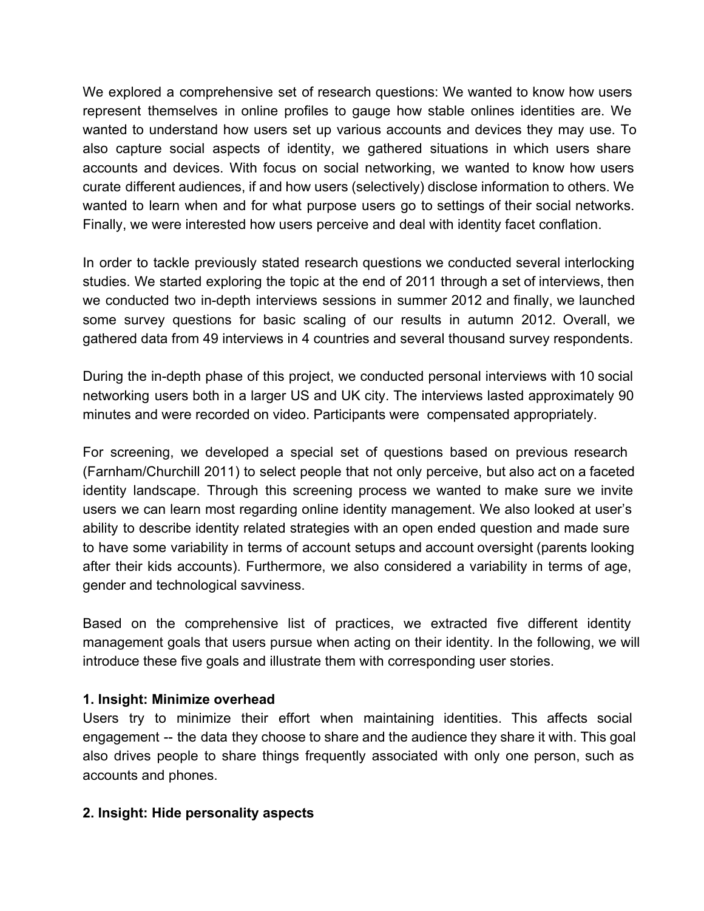We explored a comprehensive set of research questions: We wanted to know how users represent themselves in online profiles to gauge how stable onlines identities are. We wanted to understand how users set up various accounts and devices they may use. To also capture social aspects of identity, we gathered situations in which users share accounts and devices. With focus on social networking, we wanted to know how users curate different audiences, if and how users (selectively) disclose information to others. We wanted to learn when and for what purpose users go to settings of their social networks. Finally, we were interested how users perceive and deal with identity facet conflation.

In order to tackle previously stated research questions we conducted several interlocking studies. We started exploring the topic at the end of 2011 through a set of interviews, then we conducted two in-depth interviews sessions in summer 2012 and finally, we launched some survey questions for basic scaling of our results in autumn 2012. Overall, we gathered data from 49 interviews in 4 countries and several thousand survey respondents.

During the in-depth phase of this project, we conducted personal interviews with 10 social networking users both in a larger US and UK city. The interviews lasted approximately 90 minutes and were recorded on video. Participants were compensated appropriately.

For screening, we developed a special set of questions based on previous research (Farnham/Churchill 2011) to select people that not only perceive, but also act on a faceted identity landscape. Through this screening process we wanted to make sure we invite users we can learn most regarding online identity management. We also looked at user's ability to describe identity related strategies with an open ended question and made sure to have some variability in terms of account setups and account oversight (parents looking after their kids accounts). Furthermore, we also considered a variability in terms of age, gender and technological savviness.

Based on the comprehensive list of practices, we extracted five different identity management goals that users pursue when acting on their identity. In the following, we will introduce these five goals and illustrate them with corresponding user stories.

**1. Insight: Minimize overhead**

Users try to minimize their effort when maintaining identities. This affects social engagement -- the data they choose to share and the audience they share it with. This goal also drives people to share things frequently associated with only one person, such as accounts and phones.

**2. Insight: Hide personality aspects**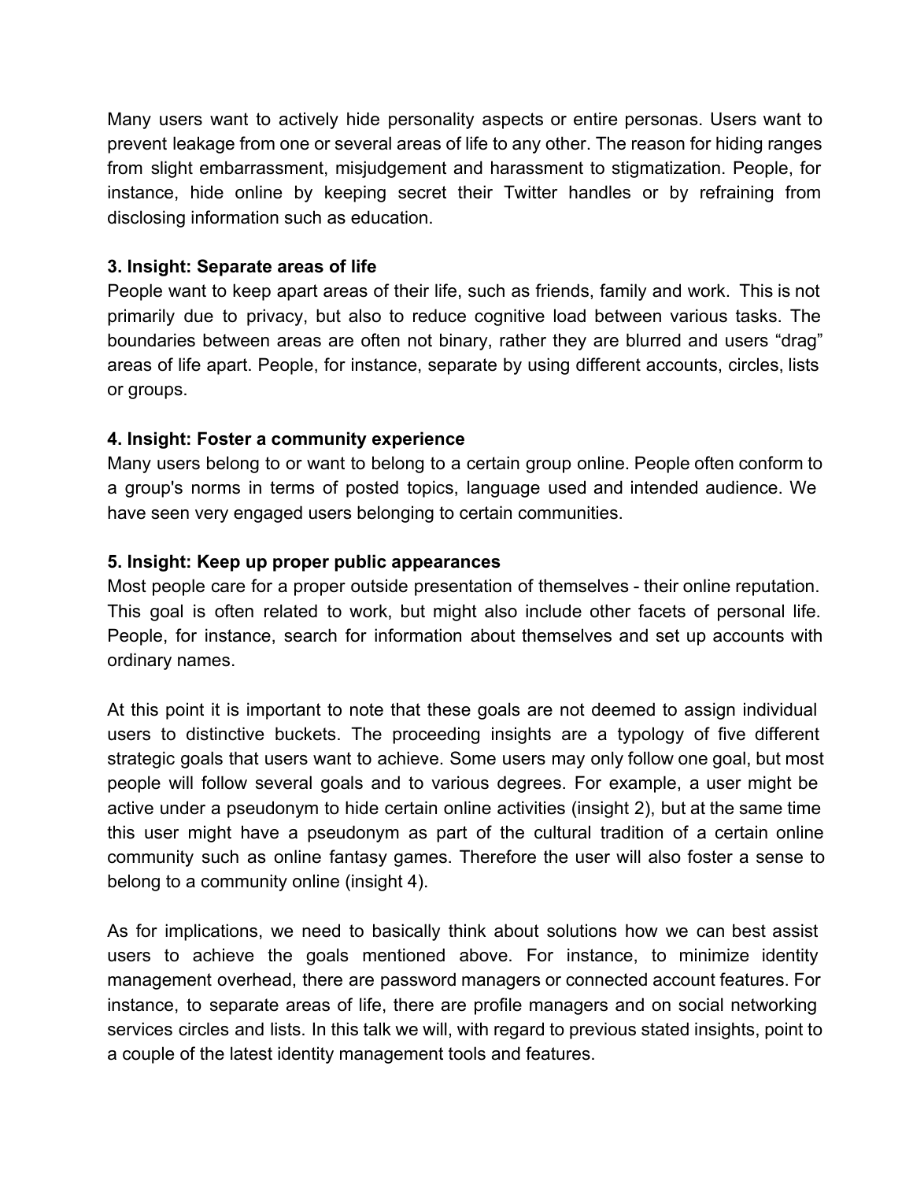Many users want to actively hide personality aspects or entire personas. Users want to prevent leakage from one or several areas of life to any other. The reason for hiding ranges from slight embarrassment, misjudgement and harassment to stigmatization. People, for instance, hide online by keeping secret their Twitter handles or by refraining from disclosing information such as education.

**3. Insight: Separate areas of life**

People want to keep apart areas of their life, such as friends, family and work. This is not primarily due to privacy, but also to reduce cognitive load between various tasks. The boundaries between areas are often not binary, rather they are blurred and users "drag" areas of life apart. People, for instance, separate by using different accounts, circles, lists or groups.

**4. Insight: Foster a community experience**

Many users belong to or want to belong to a certain group online. People often conform to a group's norms in terms of posted topics, language used and intended audience. We have seen very engaged users belonging to certain communities.

**5. Insight: Keep up proper public appearances**

Most people care for a proper outside presentation of themselves - their online reputation. This goal is often related to work, but might also include other facets of personal life. People, for instance, search for information about themselves and set up accounts with ordinary names.

At this point it is important to note that these goals are not deemed to assign individual users to distinctive buckets. The proceeding insights are a typology of five different strategic goals that users want to achieve. Some users may only follow one goal, but most people will follow several goals and to various degrees. For example, a user might be active under a pseudonym to hide certain online activities (insight 2), but at the same time this user might have a pseudonym as part of the cultural tradition of a certain online community such as online fantasy games. Therefore the user will also foster a sense to belong to a community online (insight 4).

As for implications, we need to basically think about solutions how we can best assist users to achieve the goals mentioned above. For instance, to minimize identity management overhead, there are password managers or connected account features. For instance, to separate areas of life, there are profile managers and on social networking services circles and lists. In this talk we will, with regard to previous stated insights, point to a couple of the latest identity management tools and features.